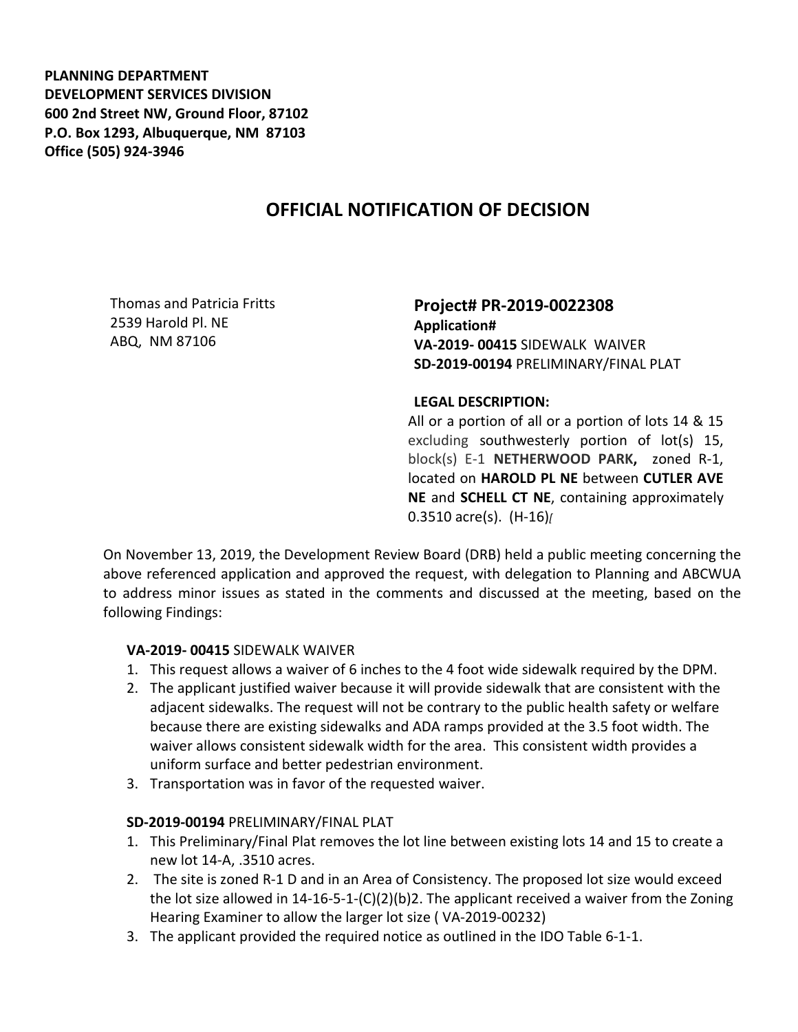**PLANNING DEPARTMENT**
**DEVELOPMENT SERVICES DIVISION**
**600 2nd Street NW, Ground Floor, 87102**
**P.O. Box 1293, Albuquerque, NM 87103**
**Office (505) 924-3946**

# OFFICIAL NOTIFICATION OF DECISION

Thomas and Patricia Fritts
2539 Harold Pl. NE
ABQ, NM 87106

**Project# PR-2019-0022308**
**Application#**
**VA-2019- 00415** SIDEWALK WAIVER
**SD-2019-00194** PRELIMINARY/FINAL PLAT

**LEGAL DESCRIPTION:**
All or a portion of all or a portion of lots 14 & 15 excluding southwesterly portion of lot(s) 15, block(s) E-1 **NETHERWOOD PARK,** zoned R-1, located on **HAROLD PL NE** between **CUTLER AVE NE** and **SCHELL CT NE**, containing approximately 0.3510 acre(s). (H-16)[

On November 13, 2019, the Development Review Board (DRB) held a public meeting concerning the above referenced application and approved the request, with delegation to Planning and ABCWUA to address minor issues as stated in the comments and discussed at the meeting, based on the following Findings:

**VA-2019- 00415** SIDEWALK WAIVER

1. This request allows a waiver of 6 inches to the 4 foot wide sidewalk required by the DPM.
2. The applicant justified waiver because it will provide sidewalk that are consistent with the adjacent sidewalks. The request will not be contrary to the public health safety or welfare because there are existing sidewalks and ADA ramps provided at the 3.5 foot width. The waiver allows consistent sidewalk width for the area. This consistent width provides a uniform surface and better pedestrian environment.
3. Transportation was in favor of the requested waiver.

**SD-2019-00194** PRELIMINARY/FINAL PLAT

1. This Preliminary/Final Plat removes the lot line between existing lots 14 and 15 to create a new lot 14-A, .3510 acres.
2. The site is zoned R-1 D and in an Area of Consistency. The proposed lot size would exceed the lot size allowed in 14-16-5-1-(C)(2)(b)2. The applicant received a waiver from the Zoning Hearing Examiner to allow the larger lot size ( VA-2019-00232)
3. The applicant provided the required notice as outlined in the IDO Table 6-1-1.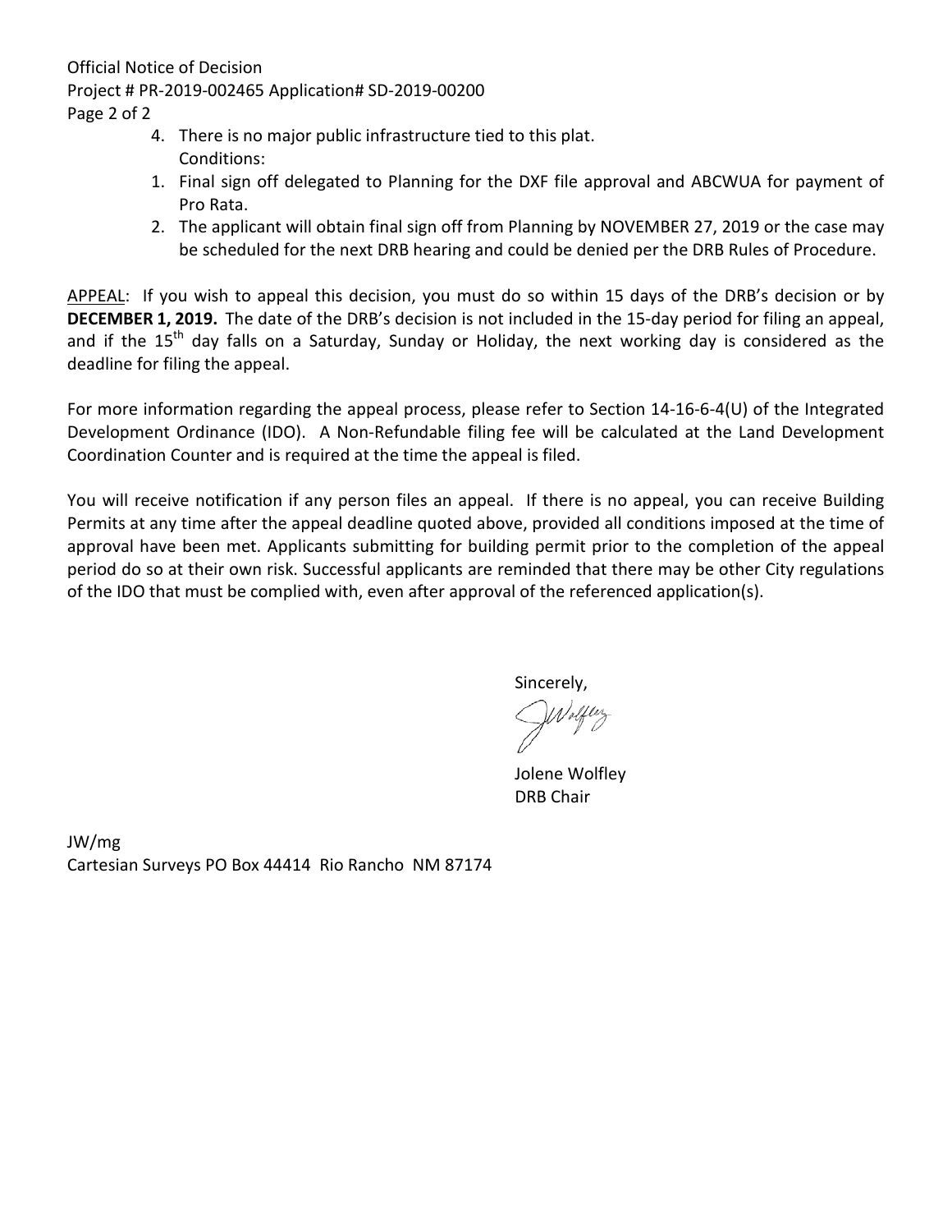4. There is no major public infrastructure tied to this plat.
   Conditions:
1. Final sign off delegated to Planning for the DXF file approval and ABCWUA for payment of Pro Rata.
2. The applicant will obtain final sign off from Planning by NOVEMBER 27, 2019 or the case may be scheduled for the next DRB hearing and could be denied per the DRB Rules of Procedure.

APPEAL: If you wish to appeal this decision, you must do so within 15 days of the DRB's decision or by **DECEMBER 1, 2019.** The date of the DRB's decision is not included in the 15-day period for filing an appeal, and if the 15th day falls on a Saturday, Sunday or Holiday, the next working day is considered as the deadline for filing the appeal.

For more information regarding the appeal process, please refer to Section 14-16-6-4(U) of the Integrated Development Ordinance (IDO). A Non-Refundable filing fee will be calculated at the Land Development Coordination Counter and is required at the time the appeal is filed.

You will receive notification if any person files an appeal. If there is no appeal, you can receive Building Permits at any time after the appeal deadline quoted above, provided all conditions imposed at the time of approval have been met. Applicants submitting for building permit prior to the completion of the appeal period do so at their own risk. Successful applicants are reminded that there may be other City regulations of the IDO that must be complied with, even after approval of the referenced application(s).

Sincerely,

Jolene Wolfley
DRB Chair

JW/mg
Cartesian Surveys PO Box 44414 Rio Rancho NM 87174